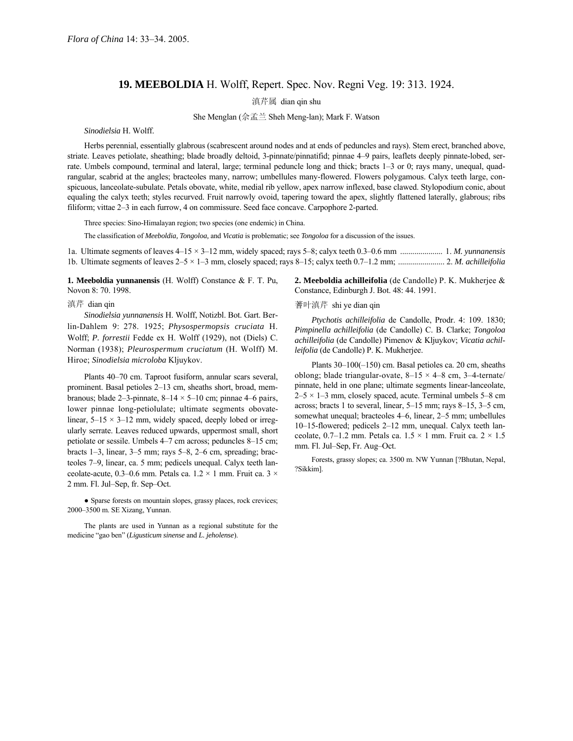*Flora of China* 14: 33–34. 2005.

## 19. MEEBOLDIA H. Wolff, Repert. Spec. Nov. Regni Veg. 19: 313. 1924.

滇芹属 dian qin shu

She Menglan (佘孟兰 Sheh Meng-lan); Mark F. Watson

*Sinodielsia* H. Wolff.

Herbs perennial, essentially glabrous (scabrescent around nodes and at ends of peduncles and rays). Stem erect, branched above, striate. Leaves petiolate, sheathing; blade broadly deltoid, 3-pinnate/pinnatifid; pinnae 4–9 pairs, leaflets deeply pinnate-lobed, serrate. Umbels compound, terminal and lateral, large; terminal peduncle long and thick; bracts 1–3 or 0; rays many, unequal, quadrangular, scabrid at the angles; bracteoles many, narrow; umbellules many-flowered. Flowers polygamous. Calyx teeth large, conspicuous, lanceolate-subulate. Petals obovate, white, medial rib yellow, apex narrow inflexed, base clawed. Stylopodium conic, about equaling the calyx teeth; styles recurved. Fruit narrowly ovoid, tapering toward the apex, slightly flattened laterally, glabrous; ribs filiform; vittae 2–3 in each furrow, 4 on commissure. Seed face concave. Carpophore 2-parted.

Three species: Sino-Himalayan region; two species (one endemic) in China.

The classification of *Meeboldia, Tongoloa,* and *Vicatia* is problematic; see *Tongoloa* for a discussion of the issues.

1a. Ultimate segments of leaves 4–15 × 3–12 mm, widely spaced; rays 5–8; calyx teeth 0.3–0.6 mm ..................... 1. *M. yunnanensis*
1b. Ultimate segments of leaves 2–5 × 1–3 mm, closely spaced; rays 8–15; calyx teeth 0.7–1.2 mm; ....................... 2. *M. achilleifolia*

**1. Meeboldia yunnanensis** (H. Wolff) Constance & F. T. Pu, Novon 8: 70. 1998.

滇芹 dian qin

*Sinodielsia yunnanensis* H. Wolff, Notizbl. Bot. Gart. Berlin-Dahlem 9: 278. 1925; *Physospermopsis cruciata* H. Wolff; *P. forrestii* Fedde ex H. Wolff (1929), not (Diels) C. Norman (1938); *Pleurospermum cruciatum* (H. Wolff) M. Hiroe; *Sinodielsia microloba* Kljuykov.

Plants 40–70 cm. Taproot fusiform, annular scars several, prominent. Basal petioles 2–13 cm, sheaths short, broad, membranous; blade 2–3-pinnate, 8–14 × 5–10 cm; pinnae 4–6 pairs, lower pinnae long-petiolulate; ultimate segments obovate-linear, 5–15 × 3–12 mm, widely spaced, deeply lobed or irregularly serrate. Leaves reduced upwards, uppermost small, short petiolate or sessile. Umbels 4–7 cm across; peduncles 8–15 cm; bracts 1–3, linear, 3–5 mm; rays 5–8, 2–6 cm, spreading; bracteoles 7–9, linear, ca. 5 mm; pedicels unequal. Calyx teeth lanceolate-acute, 0.3–0.6 mm. Petals ca. 1.2 × 1 mm. Fruit ca. 3 × 2 mm. Fl. Jul–Sep, fr. Sep–Oct.

● Sparse forests on mountain slopes, grassy places, rock crevices; 2000–3500 m. SE Xizang, Yunnan.

The plants are used in Yunnan as a regional substitute for the medicine “gao ben” (*Ligusticum sinense* and *L. jeholense*).

**2. Meeboldia achilleifolia** (de Candolle) P. K. Mukherjee & Constance, Edinburgh J. Bot. 48: 44. 1991.

蓍叶滇芹 shi ye dian qin

*Ptychotis achilleifolia* de Candolle, Prodr. 4: 109. 1830; *Pimpinella achilleifolia* (de Candolle) C. B. Clarke; *Tongoloa achilleifolia* (de Candolle) Pimenov & Kljuykov; *Vicatia achilleifolia* (de Candolle) P. K. Mukherjee.

Plants 30–100(–150) cm. Basal petioles ca. 20 cm, sheaths oblong; blade triangular-ovate, 8–15 × 4–8 cm, 3–4-ternate/pinnate, held in one plane; ultimate segments linear-lanceolate, 2–5 × 1–3 mm, closely spaced, acute. Terminal umbels 5–8 cm across; bracts 1 to several, linear, 5–15 mm; rays 8–15, 3–5 cm, somewhat unequal; bracteoles 4–6, linear, 2–5 mm; umbellules 10–15-flowered; pedicels 2–12 mm, unequal. Calyx teeth lanceolate, 0.7–1.2 mm. Petals ca. 1.5 × 1 mm. Fruit ca. 2 × 1.5 mm. Fl. Jul–Sep, Fr. Aug–Oct.

Forests, grassy slopes; ca. 3500 m. NW Yunnan [?Bhutan, Nepal, ?Sikkim].